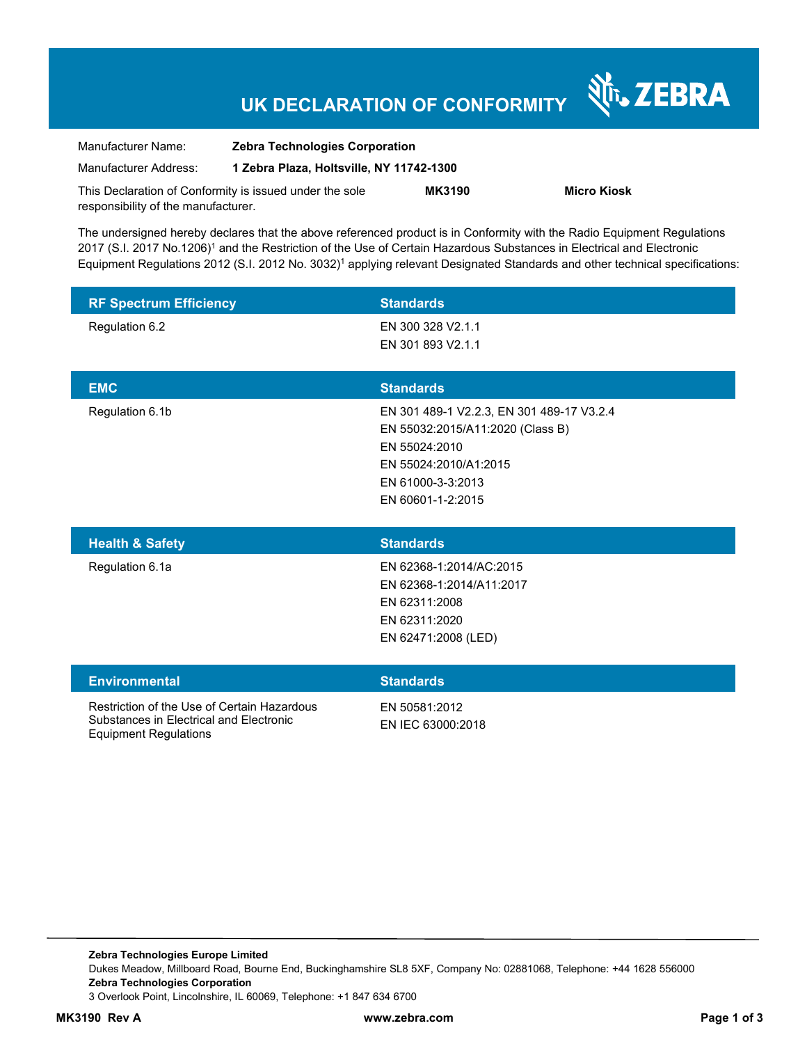# UK DECLARATION OF CONFORMITY

ZEBRA

| | |
|---|---|
| Manufacturer Name: | **Zebra Technologies Corporation** |
| Manufacturer Address: | **1 Zebra Plaza, Holtsville, NY 11742-1300** |

This Declaration of Conformity is issued under the sole responsibility of the manufacturer. **MK3190** **Micro Kiosk**

The undersigned hereby declares that the above referenced product is in Conformity with the Radio Equipment Regulations 2017 (S.I. 2017 No.1206)[1] and the Restriction of the Use of Certain Hazardous Substances in Electrical and Electronic Equipment Regulations 2012 (S.I. 2012 No. 3032)[1] applying relevant Designated Standards and other technical specifications:

| RF Spectrum Efficiency | Standards |
|---|---|
| Regulation 6.2 | EN 300 328 V2.1.1<br>EN 301 893 V2.1.1 |

| EMC | Standards |
|---|---|
| Regulation 6.1b | EN 301 489-1 V2.2.3, EN 301 489-17 V3.2.4<br>EN 55032:2015/A11:2020 (Class B)<br>EN 55024:2010<br>EN 55024:2010/A1:2015<br>EN 61000-3-3:2013<br>EN 60601-1-2:2015 |

| Health & Safety | Standards |
|---|---|
| Regulation 6.1a | EN 62368-1:2014/AC:2015<br>EN 62368-1:2014/A11:2017<br>EN 62311:2008<br>EN 62311:2020<br>EN 62471:2008 (LED) |

| Environmental | Standards |
|---|---|
| Restriction of the Use of Certain Hazardous Substances in Electrical and Electronic Equipment Regulations | EN 50581:2012<br>EN IEC 63000:2018 |

**Zebra Technologies Europe Limited**
Dukes Meadow, Millboard Road, Bourne End, Buckinghamshire SL8 5XF, Company No: 02881068, Telephone: +44 1628 556000
**Zebra Technologies Corporation**
3 Overlook Point, Lincolnshire, IL 60069, Telephone: +1 847 634 6700

**MK3190 Rev A** **www.zebra.com**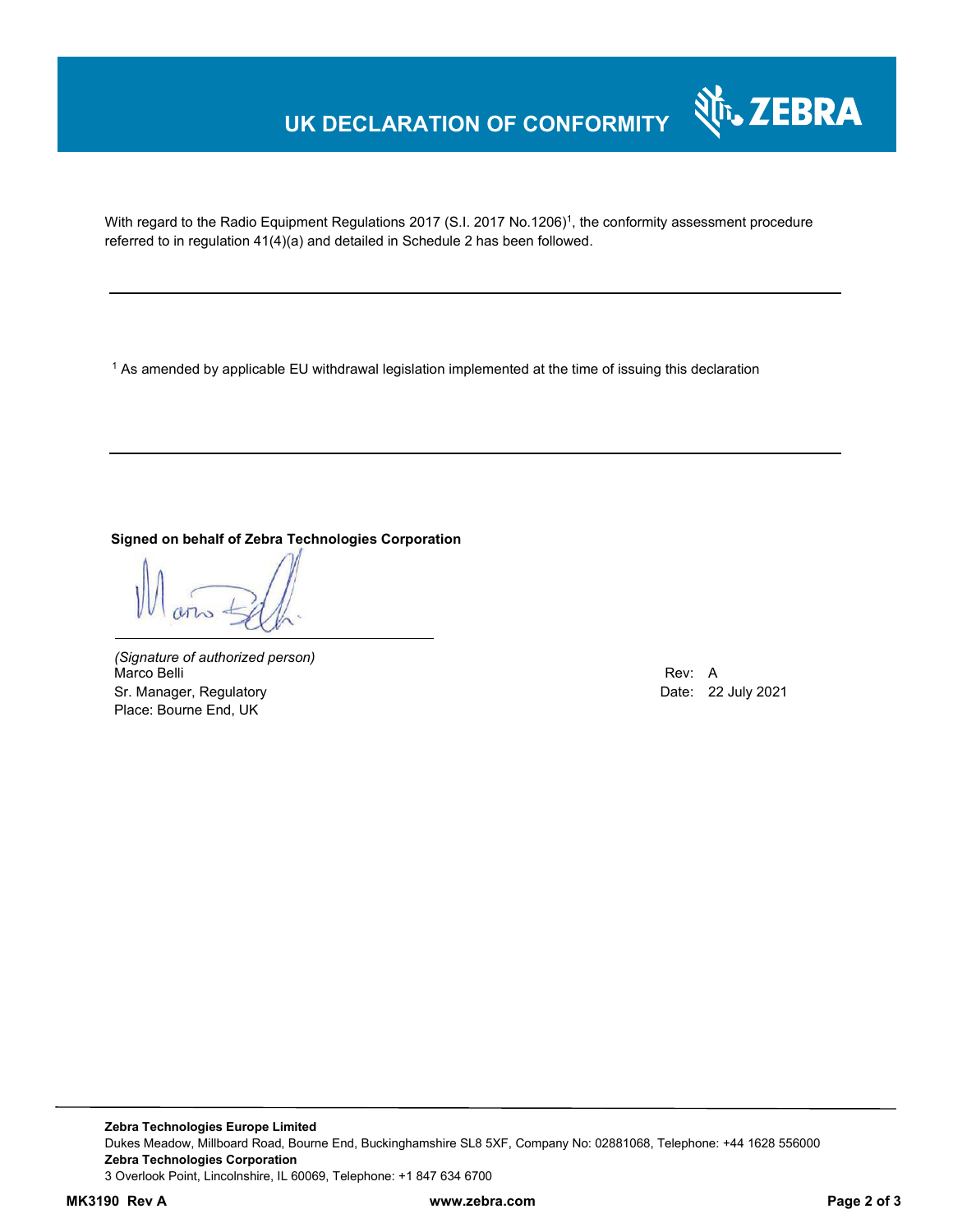# UK DECLARATION OF CONFORMITY

With regard to the Radio Equipment Regulations 2017 (S.I. 2017 No.1206)[1], the conformity assessment procedure referred to in regulation 41(4)(a) and detailed in Schedule 2 has been followed.

---

[1] As amended by applicable EU withdrawal legislation implemented at the time of issuing this declaration

---

**Signed on behalf of Zebra Technologies Corporation**

*(Signature of authorized person)*
Marco Belli
Sr. Manager, Regulatory
Place: Bourne End, UK

Rev: A
Date: 22 July 2021

**Zebra Technologies Europe Limited**
Dukes Meadow, Millboard Road, Bourne End, Buckinghamshire SL8 5XF, Company No: 02881068, Telephone: +44 1628 556000
**Zebra Technologies Corporation**
3 Overlook Point, Lincolnshire, IL 60069, Telephone: +1 847 634 6700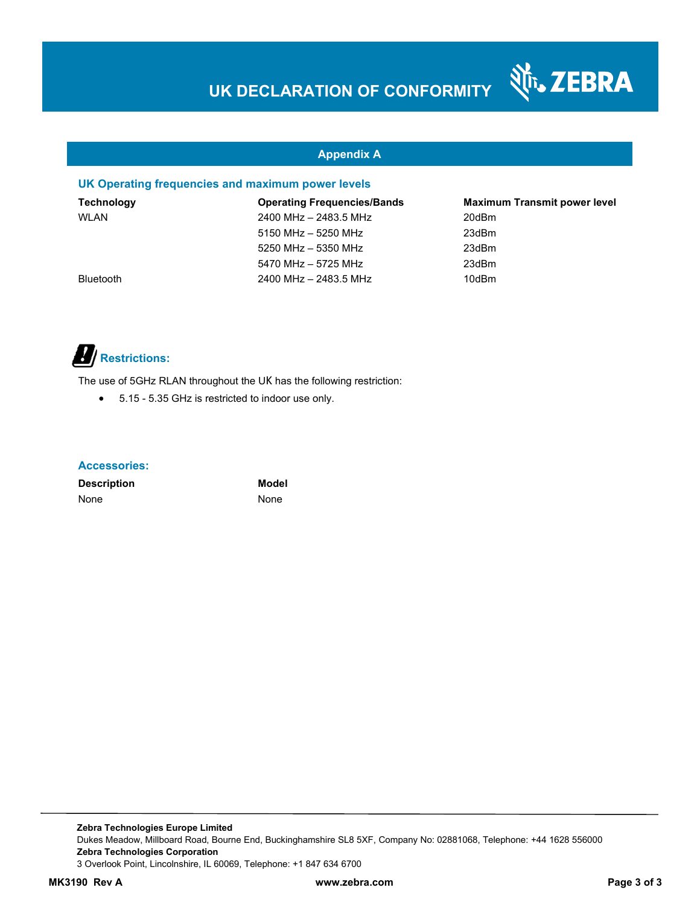# UK DECLARATION OF CONFORMITY

## Appendix A

### UK Operating frequencies and maximum power levels

| Technology | Operating Frequencies/Bands | Maximum Transmit power level |
| --- | --- | --- |
| WLAN | 2400 MHz – 2483.5 MHz | 20dBm |
| | 5150 MHz – 5250 MHz | 23dBm |
| | 5250 MHz – 5350 MHz | 23dBm |
| | 5470 MHz – 5725 MHz | 23dBm |
| Bluetooth | 2400 MHz – 2483.5 MHz | 10dBm |

### Restrictions:

The use of 5GHz RLAN throughout the UK has the following restriction:

- 5.15 - 5.35 GHz is restricted to indoor use only.

### Accessories:

| Description | Model |
| --- | --- |
| None | None |

**Zebra Technologies Europe Limited**
Dukes Meadow, Millboard Road, Bourne End, Buckinghamshire SL8 5XF, Company No: 02881068, Telephone: +44 1628 556000
**Zebra Technologies Corporation**
3 Overlook Point, Lincolnshire, IL 60069, Telephone: +1 847 634 6700

**MK3190 Rev A** **www.zebra.com**